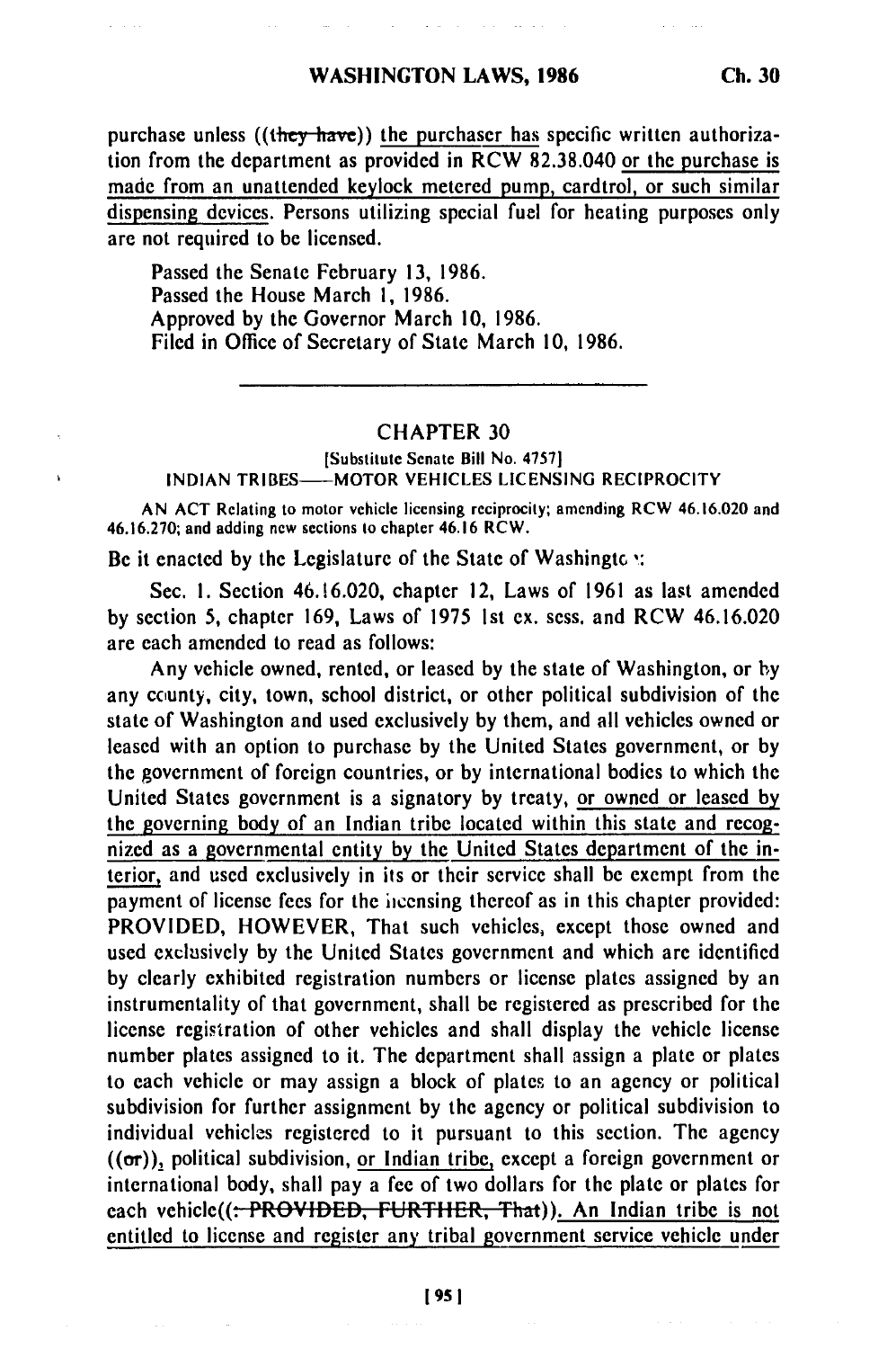purchase unless ((they have)) the purchaser has specific written authorization from the department as provided in RCW 82.38.040 or the purchase is made from an unattended keylock metered pump, cardtrol, or such similar dispensing devices. Persons utilizing special fuel for heating purposes only are not required to be licensed.

Passed the Senate February 13, 1986.
Passed the House March 1, 1986.
Approved by the Governor March 10, 1986.
Filed in Office of Secretary of State March 10, 1986.

---

## CHAPTER 30

[Substitute Senate Bill No. 4757]

INDIAN TRIBES—MOTOR VEHICLES LICENSING RECIPROCITY

AN ACT Relating to motor vehicle licensing reciprocity; amending RCW 46.16.020 and 46.16.270; and adding new sections to chapter 46.16 RCW.

Be it enacted by the Legislature of the State of Washington:

Sec. 1. Section 46.16.020, chapter 12, Laws of 1961 as last amended by section 5, chapter 169, Laws of 1975 1st ex. sess. and RCW 46.16.020 are each amended to read as follows:

Any vehicle owned, rented, or leased by the state of Washington, or by any county, city, town, school district, or other political subdivision of the state of Washington and used exclusively by them, and all vehicles owned or leased with an option to purchase by the United States government, or by the government of foreign countries, or by international bodies to which the United States government is a signatory by treaty, or owned or leased by the governing body of an Indian tribe located within this state and recognized as a governmental entity by the United States department of the interior, and used exclusively in its or their service shall be exempt from the payment of license fees for the licensing thereof as in this chapter provided: PROVIDED, HOWEVER, That such vehicles, except those owned and used exclusively by the United States government and which are identified by clearly exhibited registration numbers or license plates assigned by an instrumentality of that government, shall be registered as prescribed for the license registration of other vehicles and shall display the vehicle license number plates assigned to it. The department shall assign a plate or plates to each vehicle or may assign a block of plates to an agency or political subdivision for further assignment by the agency or political subdivision to individual vehicles registered to it pursuant to this section. The agency ((or)), political subdivision, or Indian tribe, except a foreign government or international body, shall pay a fee of two dollars for the plate or plates for each vehicle((: PROVIDED, FURTHER, That)). An Indian tribe is not entitled to license and register any tribal government service vehicle under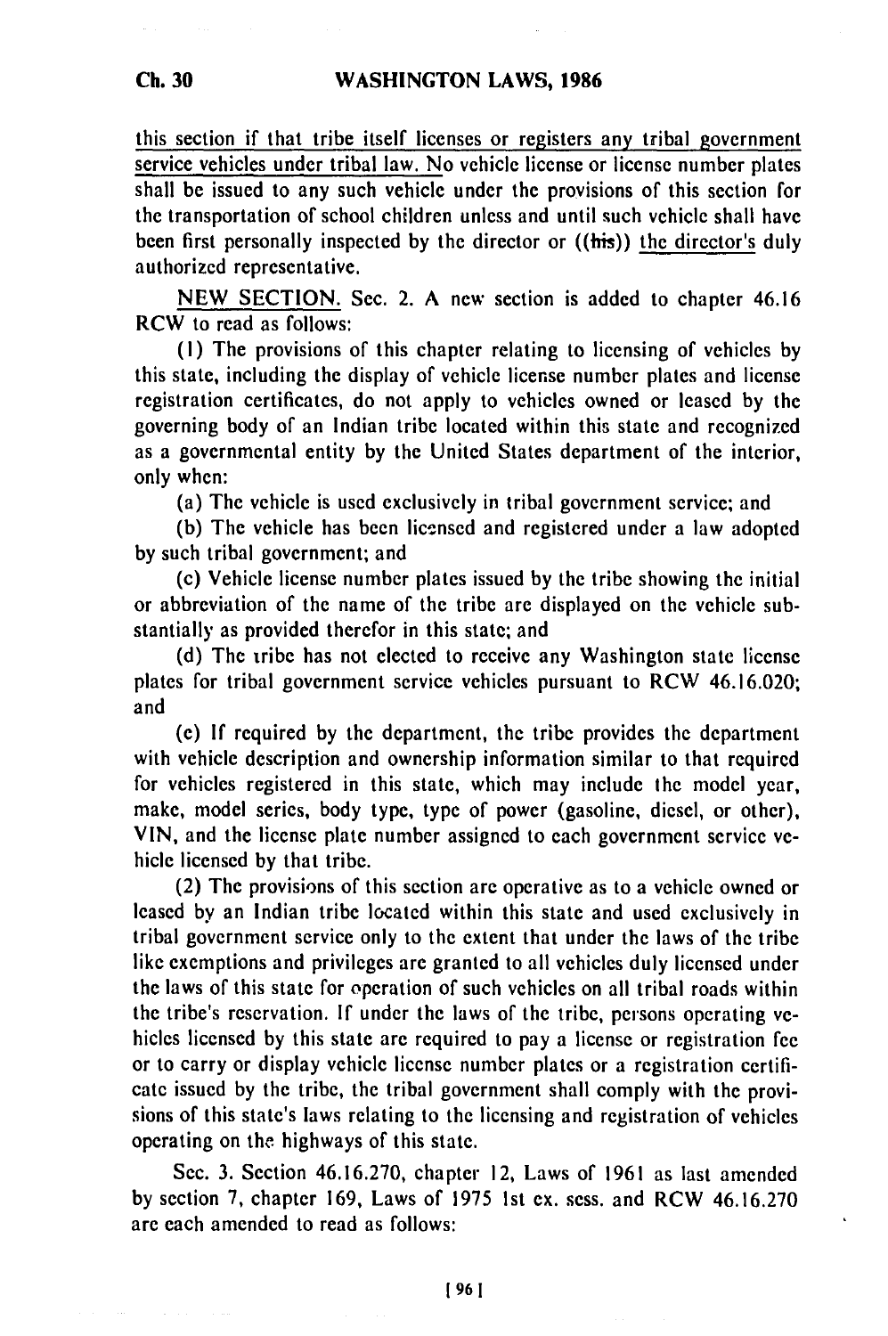this section if that tribe itself licenses or registers any tribal government service vehicles under tribal law. No vehicle license or license number plates shall be issued to any such vehicle under the provisions of this section for the transportation of school children unless and until such vehicle shall have been first personally inspected by the director or ((his)) the director's duly authorized representative.

NEW SECTION. Sec. 2. A new section is added to chapter 46.16 RCW to read as follows:

(1) The provisions of this chapter relating to licensing of vehicles by this state, including the display of vehicle license number plates and license registration certificates, do not apply to vehicles owned or leased by the governing body of an Indian tribe located within this state and recognized as a governmental entity by the United States department of the interior, only when:

(a) The vehicle is used exclusively in tribal government service; and

(b) The vehicle has been licensed and registered under a law adopted by such tribal government; and

(c) Vehicle license number plates issued by the tribe showing the initial or abbreviation of the name of the tribe are displayed on the vehicle substantially as provided therefor in this state; and

(d) The tribe has not elected to receive any Washington state license plates for tribal government service vehicles pursuant to RCW 46.16.020; and

(e) If required by the department, the tribe provides the department with vehicle description and ownership information similar to that required for vehicles registered in this state, which may include the model year, make, model series, body type, type of power (gasoline, diesel, or other), VIN, and the license plate number assigned to each government service vehicle licensed by that tribe.

(2) The provisions of this section are operative as to a vehicle owned or leased by an Indian tribe located within this state and used exclusively in tribal government service only to the extent that under the laws of the tribe like exemptions and privileges are granted to all vehicles duly licensed under the laws of this state for operation of such vehicles on all tribal roads within the tribe's reservation. If under the laws of the tribe, persons operating vehicles licensed by this state are required to pay a license or registration fee or to carry or display vehicle license number plates or a registration certificate issued by the tribe, the tribal government shall comply with the provisions of this state's laws relating to the licensing and registration of vehicles operating on the highways of this state.

Sec. 3. Section 46.16.270, chapter 12, Laws of 1961 as last amended by section 7, chapter 169, Laws of 1975 1st ex. sess. and RCW 46.16.270 are each amended to read as follows: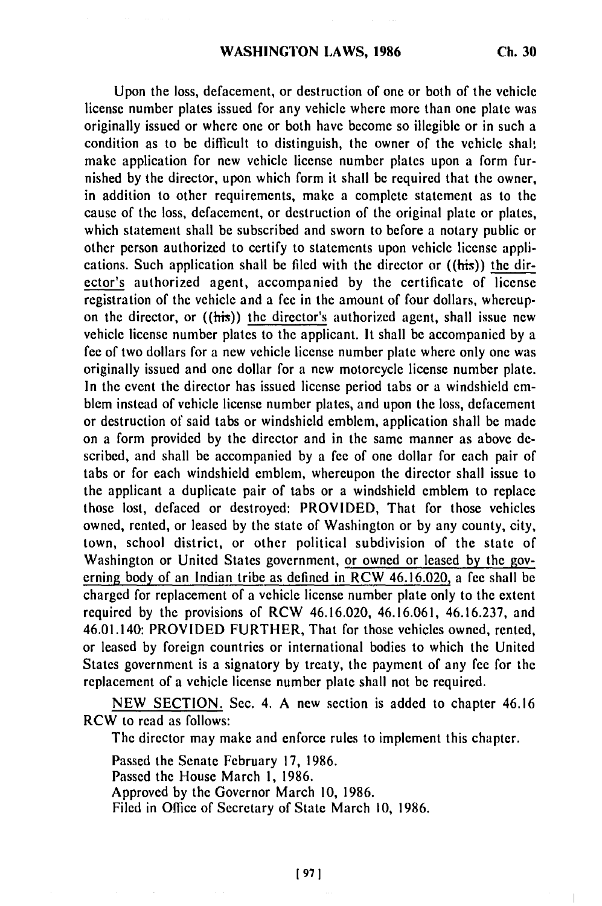Upon the loss, defacement, or destruction of one or both of the vehicle license number plates issued for any vehicle where more than one plate was originally issued or where one or both have become so illegible or in such a condition as to be difficult to distinguish, the owner of the vehicle shall make application for new vehicle license number plates upon a form furnished by the director, upon which form it shall be required that the owner, in addition to other requirements, make a complete statement as to the cause of the loss, defacement, or destruction of the original plate or plates, which statement shall be subscribed and sworn to before a notary public or other person authorized to certify to statements upon vehicle license applications. Such application shall be filed with the director or ((~~his~~)) the director's authorized agent, accompanied by the certificate of license registration of the vehicle and a fee in the amount of four dollars, whereupon the director, or ((~~his~~)) the director's authorized agent, shall issue new vehicle license number plates to the applicant. It shall be accompanied by a fee of two dollars for a new vehicle license number plate where only one was originally issued and one dollar for a new motorcycle license number plate. In the event the director has issued license period tabs or a windshield emblem instead of vehicle license number plates, and upon the loss, defacement or destruction of said tabs or windshield emblem, application shall be made on a form provided by the director and in the same manner as above described, and shall be accompanied by a fee of one dollar for each pair of tabs or for each windshield emblem, whereupon the director shall issue to the applicant a duplicate pair of tabs or a windshield emblem to replace those lost, defaced or destroyed: PROVIDED, That for those vehicles owned, rented, or leased by the state of Washington or by any county, city, town, school district, or other political subdivision of the state of Washington or United States government, or owned or leased by the governing body of an Indian tribe as defined in RCW 46.16.020, a fee shall be charged for replacement of a vehicle license number plate only to the extent required by the provisions of RCW 46.16.020, 46.16.061, 46.16.237, and 46.01.140: PROVIDED FURTHER, That for those vehicles owned, rented, or leased by foreign countries or international bodies to which the United States government is a signatory by treaty, the payment of any fee for the replacement of a vehicle license number plate shall not be required.

NEW SECTION. Sec. 4. A new section is added to chapter 46.16 RCW to read as follows:

The director may make and enforce rules to implement this chapter.

Passed the Senate February 17, 1986.
Passed the House March 1, 1986.
Approved by the Governor March 10, 1986.
Filed in Office of Secretary of State March 10, 1986.